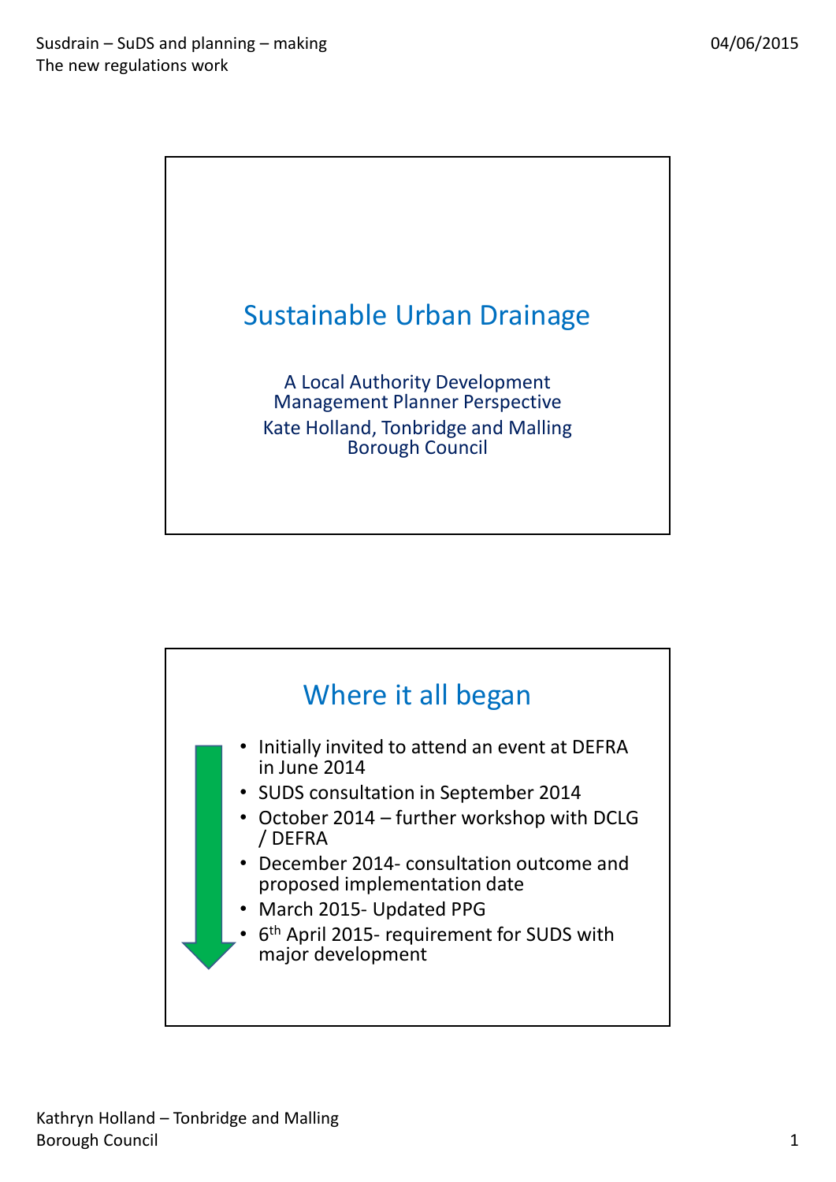# Sustainable Urban Drainage

A Local Authority Development Management Planner Perspective

Kate Holland, Tonbridge and Malling Borough Council

## Where it all began

- Initially invited to attend an event at DEFRA in June 2014
- SUDS consultation in September 2014
- October 2014 – further workshop with DCLG / DEFRA
- December 2014- consultation outcome and proposed implementation date
- March 2015- Updated PPG
- 6th April 2015- requirement for SUDS with major development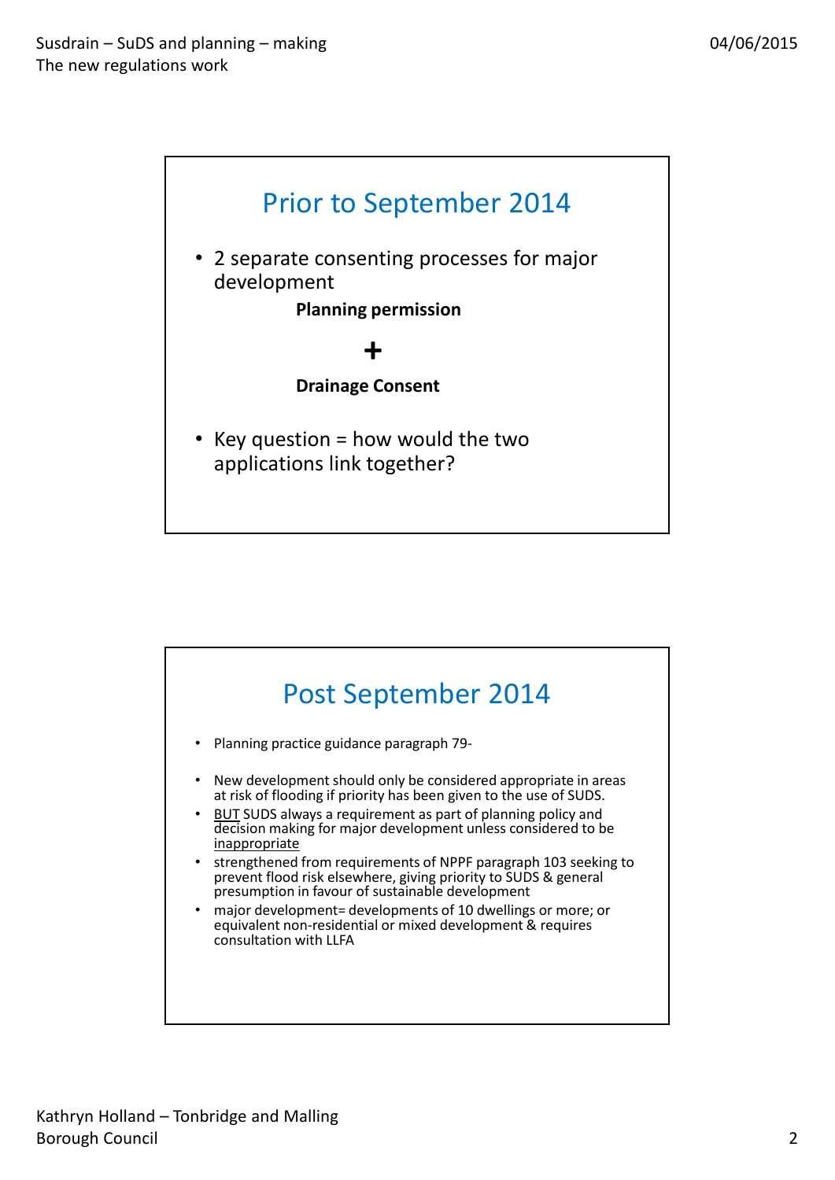## Prior to September 2014

- 2 separate consenting processes for major development

  **Planning permission**

  **+**

  **Drainage Consent**

- Key question = how would the two applications link together?

## Post September 2014

- Planning practice guidance paragraph 79-
- New development should only be considered appropriate in areas at risk of flooding if priority has been given to the use of SUDS.
- <u>BUT</u> SUDS always a requirement as part of planning policy and decision making for major development unless considered to be <u>inappropriate</u>
- strengthened from requirements of NPPF paragraph 103 seeking to prevent flood risk elsewhere, giving priority to SUDS & general presumption in favour of sustainable development
- major development= developments of 10 dwellings or more; or equivalent non-residential or mixed development & requires consultation with LLFA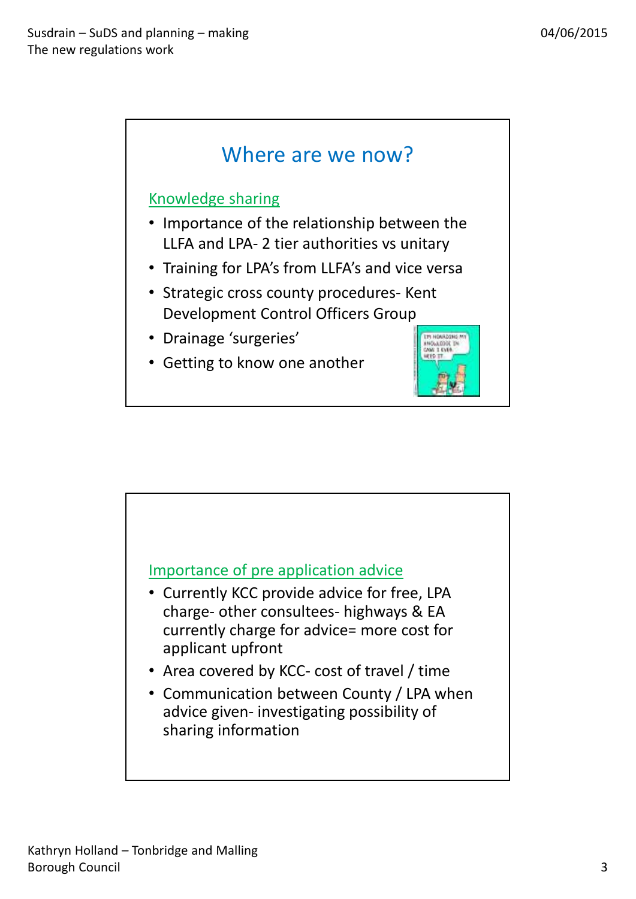## Where are we now?

Knowledge sharing

- Importance of the relationship between the LLFA and LPA- 2 tier authorities vs unitary
- Training for LPA's from LLFA's and vice versa
- Strategic cross county procedures- Kent Development Control Officers Group
- Drainage 'surgeries'
- Getting to know one another

Importance of pre application advice

- Currently KCC provide advice for free, LPA charge- other consultees- highways & EA currently charge for advice= more cost for applicant upfront
- Area covered by KCC- cost of travel / time
- Communication between County / LPA when advice given- investigating possibility of sharing information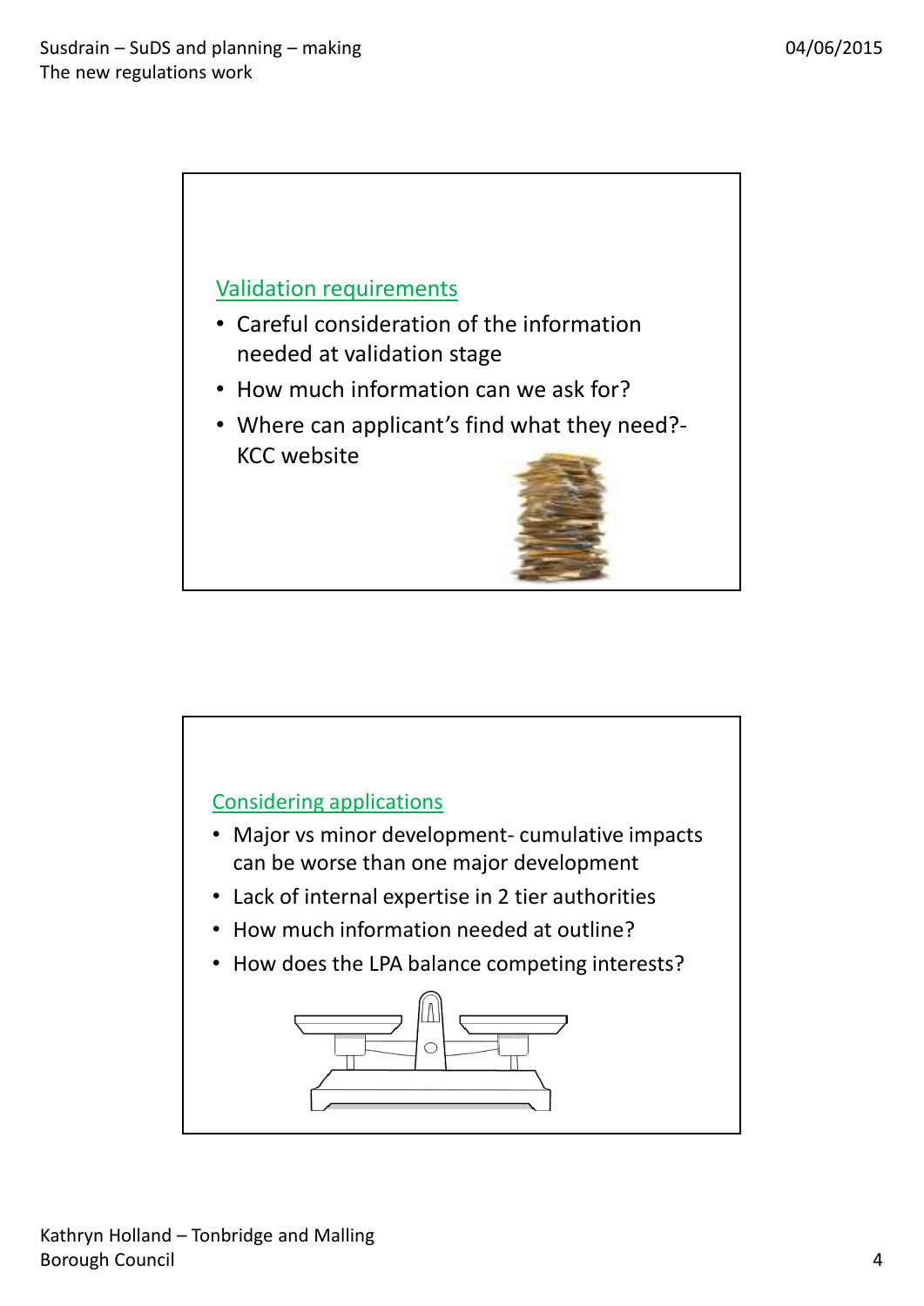## Validation requirements

- Careful consideration of the information needed at validation stage
- How much information can we ask for?
- Where can applicant's find what they need?- KCC website

## Considering applications

- Major vs minor development- cumulative impacts can be worse than one major development
- Lack of internal expertise in 2 tier authorities
- How much information needed at outline?
- How does the LPA balance competing interests?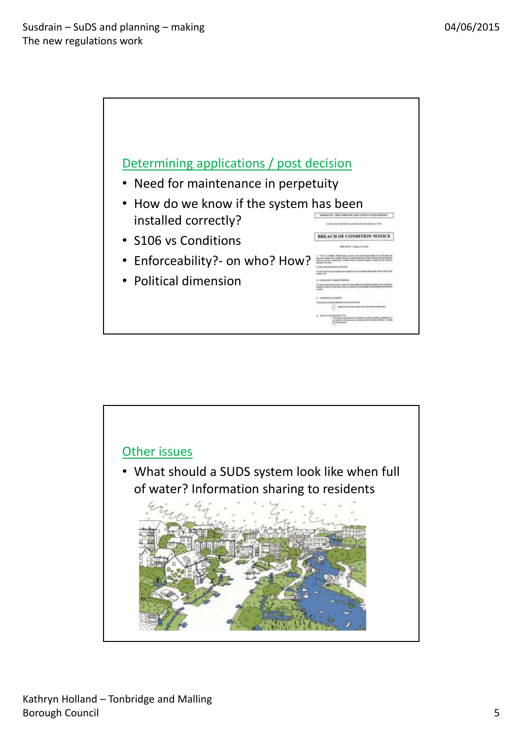## Determining applications / post decision

- Need for maintenance in perpetuity
- How do we know if the system has been installed correctly?
- S106 vs Conditions
- Enforceability?- on who? How?
- Political dimension

## Other issues

- What should a SUDS system look like when full of water? Information sharing to residents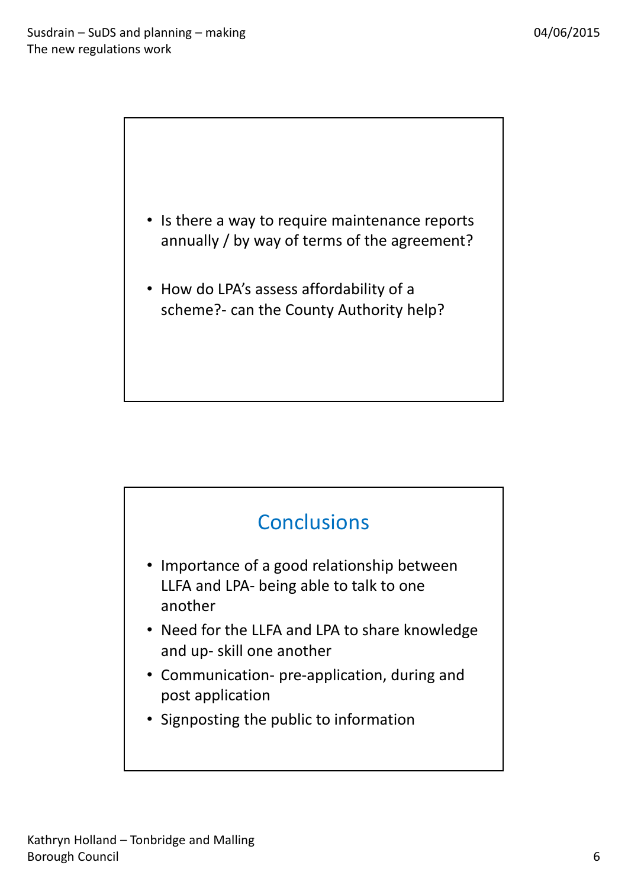- Is there a way to require maintenance reports annually / by way of terms of the agreement?
- How do LPA's assess affordability of a scheme?- can the County Authority help?

## Conclusions

- Importance of a good relationship between LLFA and LPA- being able to talk to one another
- Need for the LLFA and LPA to share knowledge and up- skill one another
- Communication- pre-application, during and post application
- Signposting the public to information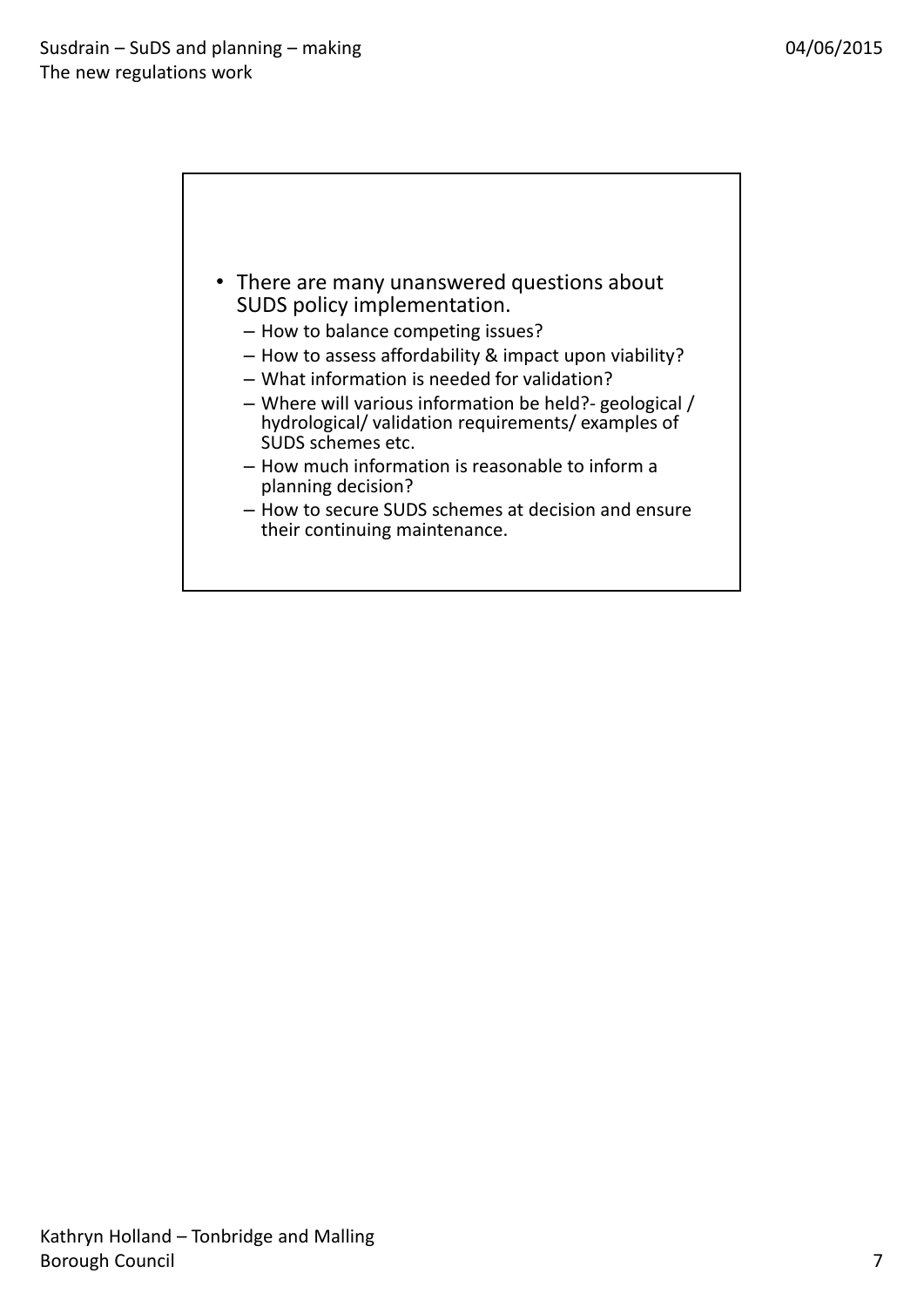- There are many unanswered questions about SUDS policy implementation.
  - How to balance competing issues?
  - How to assess affordability & impact upon viability?
  - What information is needed for validation?
  - Where will various information be held?- geological / hydrological/ validation requirements/ examples of SUDS schemes etc.
  - How much information is reasonable to inform a planning decision?
  - How to secure SUDS schemes at decision and ensure their continuing maintenance.